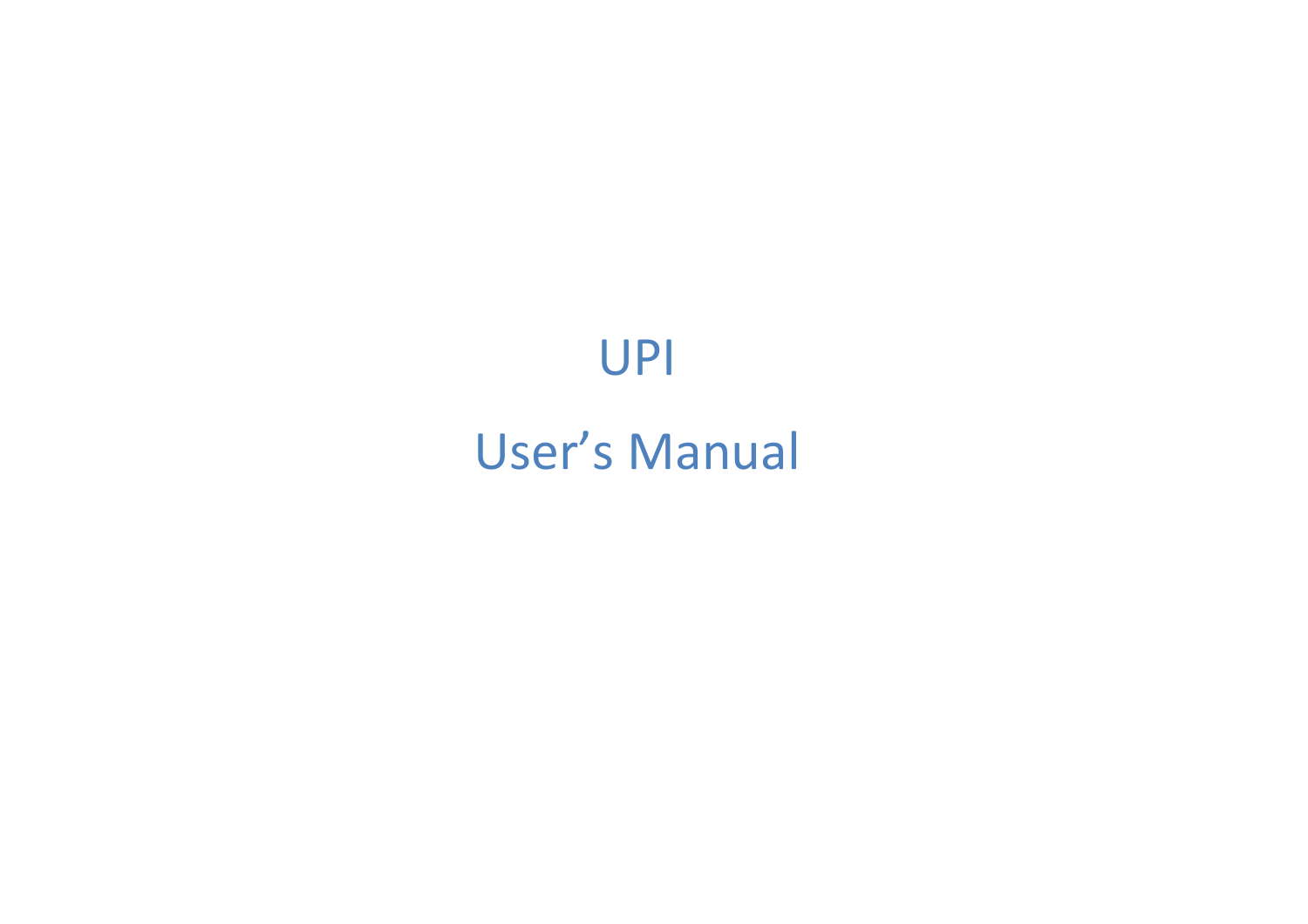# UPI

# User’s Manual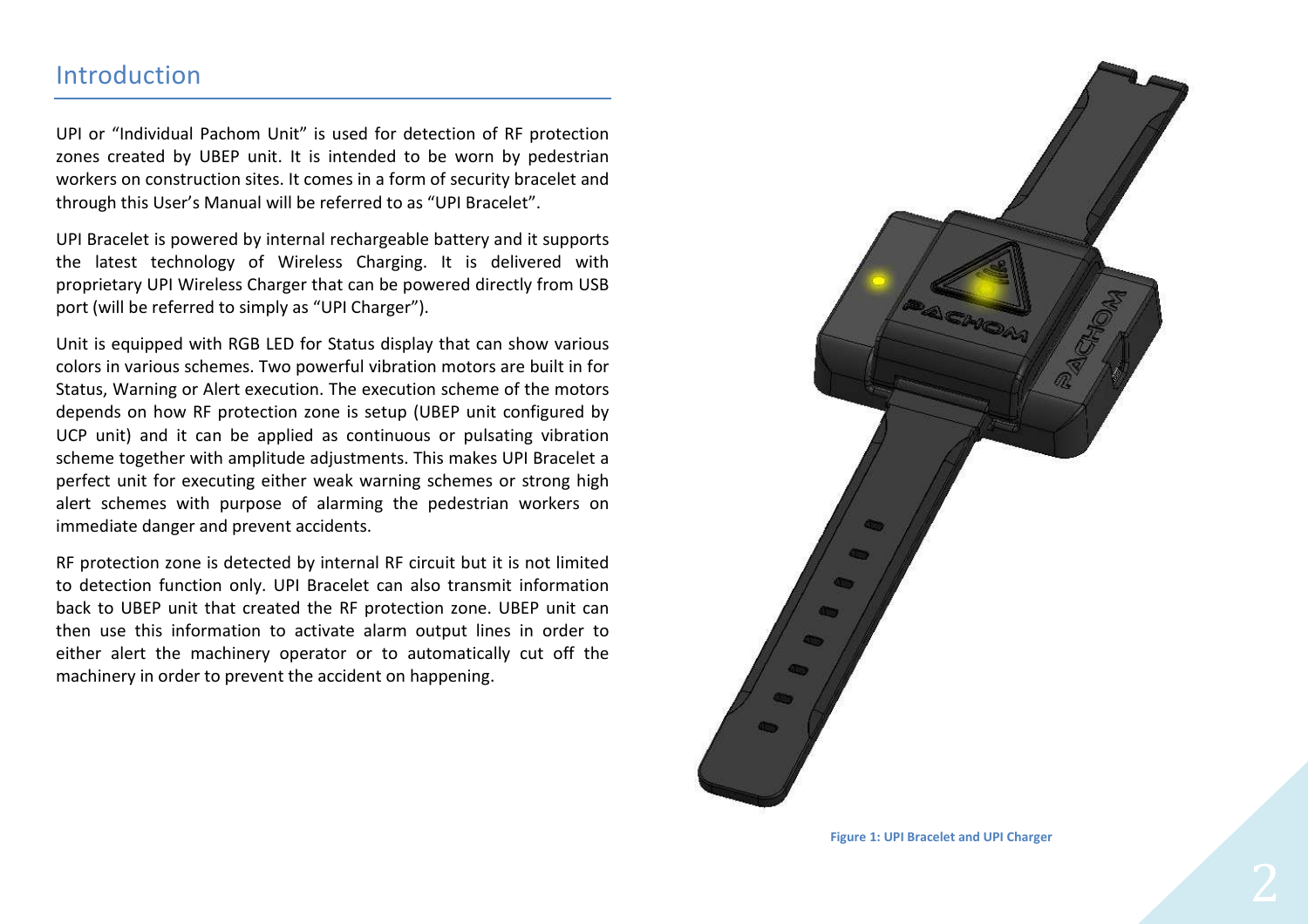# Introduction

UPI or “Individual Pachom Unit” is used for detection of RF protection zones created by UBEP unit. It is intended to be worn by pedestrian workers on construction sites. It comes in a form of security bracelet and through this User’s Manual will be referred to as “UPI Bracelet”.

UPI Bracelet is powered by internal rechargeable battery and it supports the latest technology of Wireless Charging. It is delivered with proprietary UPI Wireless Charger that can be powered directly from USB port (will be referred to simply as “UPI Charger”).

Unit is equipped with RGB LED for Status display that can show various colors in various schemes. Two powerful vibration motors are built in for Status, Warning or Alert execution. The execution scheme of the motors depends on how RF protection zone is setup (UBEP unit configured by UCP unit) and it can be applied as continuous or pulsating vibration scheme together with amplitude adjustments. This makes UPI Bracelet a perfect unit for executing either weak warning schemes or strong high alert schemes with purpose of alarming the pedestrian workers on immediate danger and prevent accidents.

RF protection zone is detected by internal RF circuit but it is not limited to detection function only. UPI Bracelet can also transmit information back to UBEP unit that created the RF protection zone. UBEP unit can then use this information to activate alarm output lines in order to either alert the machinery operator or to automatically cut off the machinery in order to prevent the accident on happening.

Figure 1: UPI Bracelet and UPI Charger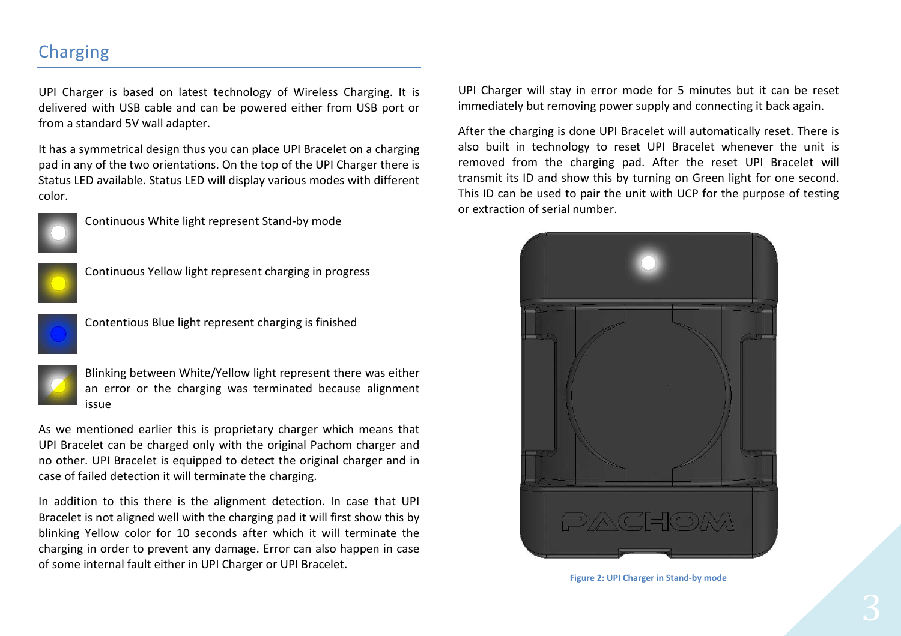## Charging

UPI Charger is based on latest technology of Wireless Charging. It is delivered with USB cable and can be powered either from USB port or from a standard 5V wall adapter.

It has a symmetrical design thus you can place UPI Bracelet on a charging pad in any of the two orientations. On the top of the UPI Charger there is Status LED available. Status LED will display various modes with different color.

Continuous White light represent Stand-by mode

Continuous Yellow light represent charging in progress

Contentious Blue light represent charging is finished

Blinking between White/Yellow light represent there was either an error or the charging was terminated because alignment issue

As we mentioned earlier this is proprietary charger which means that UPI Bracelet can be charged only with the original Pachom charger and no other. UPI Bracelet is equipped to detect the original charger and in case of failed detection it will terminate the charging.

In addition to this there is the alignment detection. In case that UPI Bracelet is not aligned well with the charging pad it will first show this by blinking Yellow color for 10 seconds after which it will terminate the charging in order to prevent any damage. Error can also happen in case of some internal fault either in UPI Charger or UPI Bracelet.

UPI Charger will stay in error mode for 5 minutes but it can be reset immediately but removing power supply and connecting it back again.

After the charging is done UPI Bracelet will automatically reset. There is also built in technology to reset UPI Bracelet whenever the unit is removed from the charging pad. After the reset UPI Bracelet will transmit its ID and show this by turning on Green light for one second. This ID can be used to pair the unit with UCP for the purpose of testing or extraction of serial number.

Figure 2: UPI Charger in Stand-by mode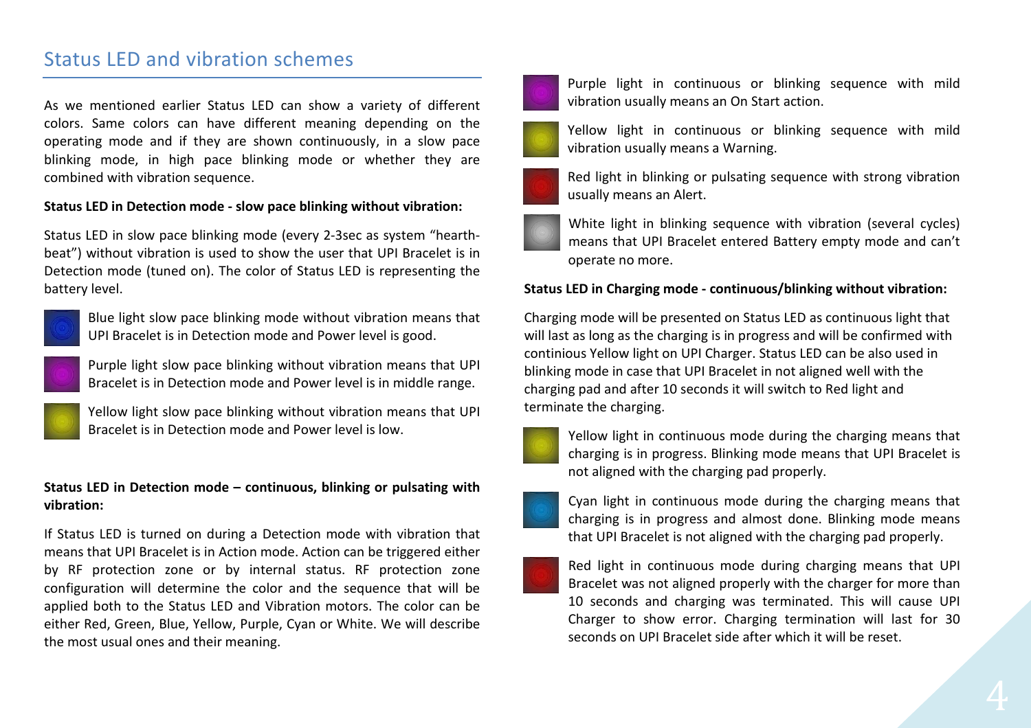## Status LED and vibration schemes

As we mentioned earlier Status LED can show a variety of different colors. Same colors can have different meaning depending on the operating mode and if they are shown continuously, in a slow pace blinking mode, in high pace blinking mode or whether they are combined with vibration sequence.

**Status LED in Detection mode - slow pace blinking without vibration:**

Status LED in slow pace blinking mode (every 2-3sec as system "hearth-beat") without vibration is used to show the user that UPI Bracelet is in Detection mode (tuned on). The color of Status LED is representing the battery level.

Blue light slow pace blinking mode without vibration means that UPI Bracelet is in Detection mode and Power level is good.

Purple light slow pace blinking without vibration means that UPI Bracelet is in Detection mode and Power level is in middle range.

Yellow light slow pace blinking without vibration means that UPI Bracelet is in Detection mode and Power level is low.

**Status LED in Detection mode – continuous, blinking or pulsating with vibration:**

If Status LED is turned on during a Detection mode with vibration that means that UPI Bracelet is in Action mode. Action can be triggered either by RF protection zone or by internal status. RF protection zone configuration will determine the color and the sequence that will be applied both to the Status LED and Vibration motors. The color can be either Red, Green, Blue, Yellow, Purple, Cyan or White. We will describe the most usual ones and their meaning.

Purple light in continuous or blinking sequence with mild vibration usually means an On Start action.

Yellow light in continuous or blinking sequence with mild vibration usually means a Warning.

Red light in blinking or pulsating sequence with strong vibration usually means an Alert.

White light in blinking sequence with vibration (several cycles) means that UPI Bracelet entered Battery empty mode and can't operate no more.

**Status LED in Charging mode - continuous/blinking without vibration:**

Charging mode will be presented on Status LED as continuous light that will last as long as the charging is in progress and will be confirmed with continious Yellow light on UPI Charger. Status LED can be also used in blinking mode in case that UPI Bracelet in not aligned well with the charging pad and after 10 seconds it will switch to Red light and terminate the charging.

Yellow light in continuous mode during the charging means that charging is in progress. Blinking mode means that UPI Bracelet is not aligned with the charging pad properly.

Cyan light in continuous mode during the charging means that charging is in progress and almost done. Blinking mode means that UPI Bracelet is not aligned with the charging pad properly.

Red light in continuous mode during charging means that UPI Bracelet was not aligned properly with the charger for more than 10 seconds and charging was terminated. This will cause UPI Charger to show error. Charging termination will last for 30 seconds on UPI Bracelet side after which it will be reset.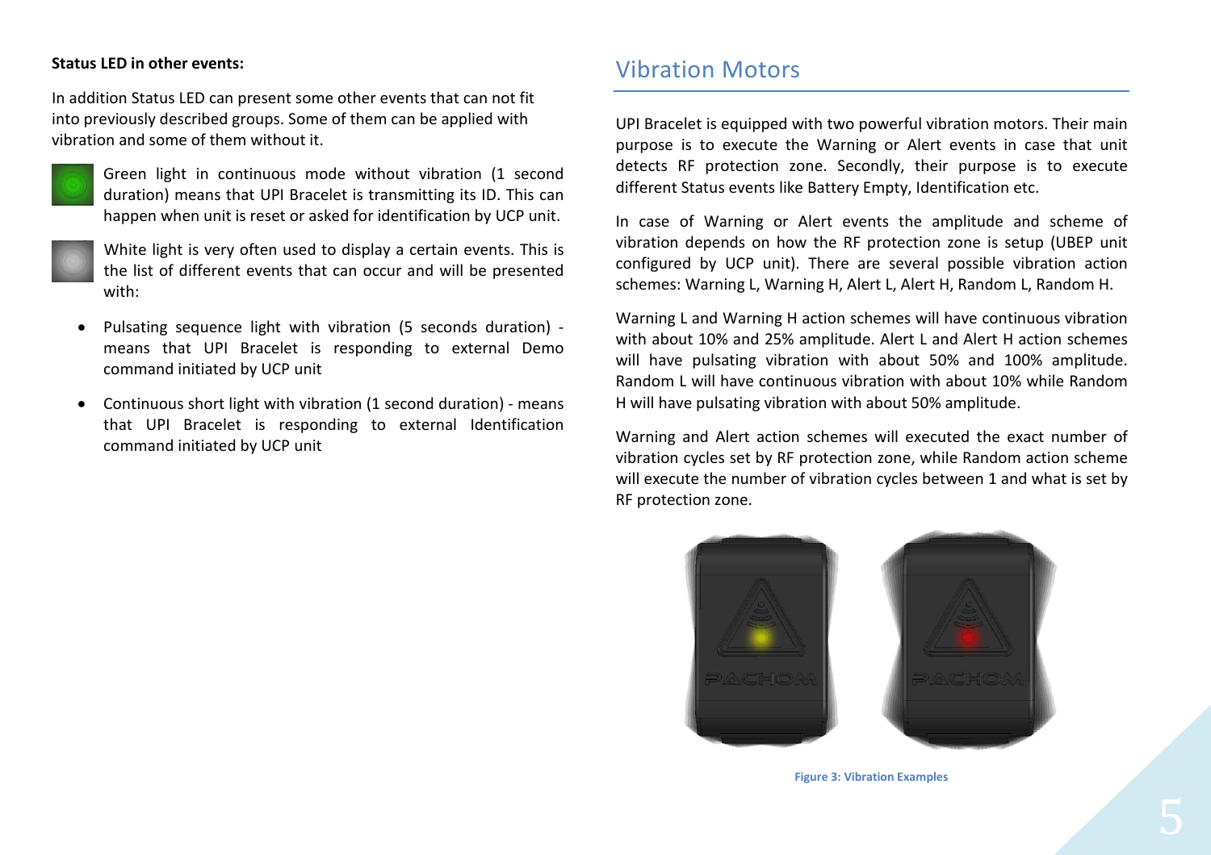**Status LED in other events:**

In addition Status LED can present some other events that can not fit into previously described groups. Some of them can be applied with vibration and some of them without it.

Green light in continuous mode without vibration (1 second duration) means that UPI Bracelet is transmitting its ID. This can happen when unit is reset or asked for identification by UCP unit.

White light is very often used to display a certain events. This is the list of different events that can occur and will be presented with:

- Pulsating sequence light with vibration (5 seconds duration) - means that UPI Bracelet is responding to external Demo command initiated by UCP unit
- Continuous short light with vibration (1 second duration) - means that UPI Bracelet is responding to external Identification command initiated by UCP unit

## Vibration Motors

UPI Bracelet is equipped with two powerful vibration motors. Their main purpose is to execute the Warning or Alert events in case that unit detects RF protection zone. Secondly, their purpose is to execute different Status events like Battery Empty, Identification etc.

In case of Warning or Alert events the amplitude and scheme of vibration depends on how the RF protection zone is setup (UBEP unit configured by UCP unit). There are several possible vibration action schemes: Warning L, Warning H, Alert L, Alert H, Random L, Random H.

Warning L and Warning H action schemes will have continuous vibration with about 10% and 25% amplitude. Alert L and Alert H action schemes will have pulsating vibration with about 50% and 100% amplitude. Random L will have continuous vibration with about 10% while Random H will have pulsating vibration with about 50% amplitude.

Warning and Alert action schemes will executed the exact number of vibration cycles set by RF protection zone, while Random action scheme will execute the number of vibration cycles between 1 and what is set by RF protection zone.

Figure 3: Vibration Examples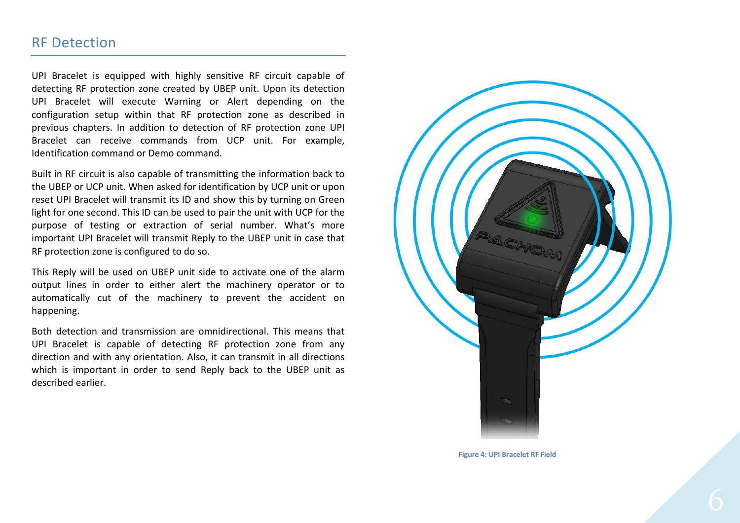## RF Detection

UPI Bracelet is equipped with highly sensitive RF circuit capable of detecting RF protection zone created by UBEP unit. Upon its detection UPI Bracelet will execute Warning or Alert depending on the configuration setup within that RF protection zone as described in previous chapters. In addition to detection of RF protection zone UPI Bracelet can receive commands from UCP unit. For example, Identification command or Demo command.

Built in RF circuit is also capable of transmitting the information back to the UBEP or UCP unit. When asked for identification by UCP unit or upon reset UPI Bracelet will transmit its ID and show this by turning on Green light for one second. This ID can be used to pair the unit with UCP for the purpose of testing or extraction of serial number. What's more important UPI Bracelet will transmit Reply to the UBEP unit in case that RF protection zone is configured to do so.

This Reply will be used on UBEP unit side to activate one of the alarm output lines in order to either alert the machinery operator or to automatically cut of the machinery to prevent the accident on happening.

Both detection and transmission are omnidirectional. This means that UPI Bracelet is capable of detecting RF protection zone from any direction and with any orientation. Also, it can transmit in all directions which is important in order to send Reply back to the UBEP unit as described earlier.

Figure 4: UPI Bracelet RF Field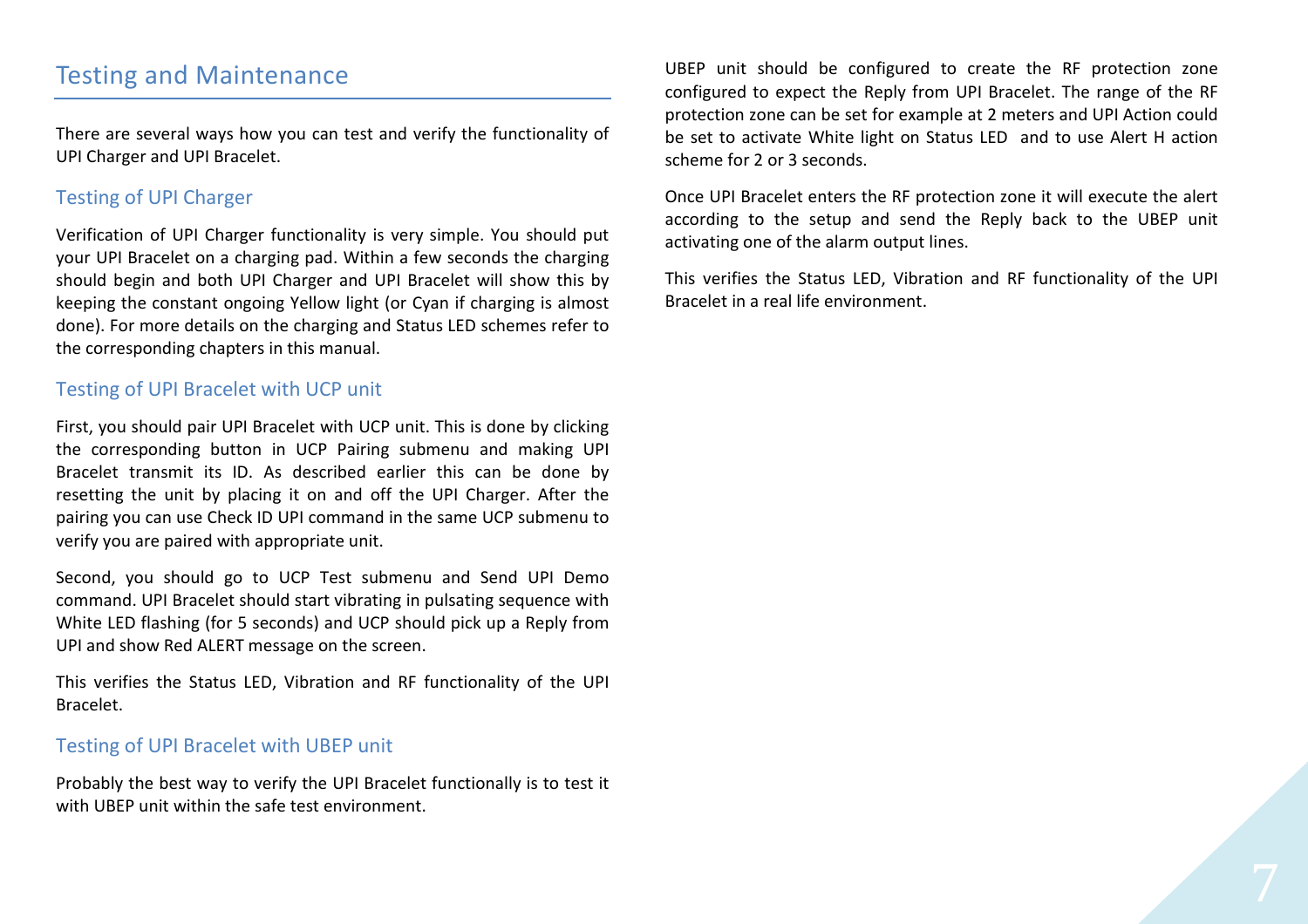## Testing and Maintenance

There are several ways how you can test and verify the functionality of UPI Charger and UPI Bracelet.

### Testing of UPI Charger

Verification of UPI Charger functionality is very simple. You should put your UPI Bracelet on a charging pad. Within a few seconds the charging should begin and both UPI Charger and UPI Bracelet will show this by keeping the constant ongoing Yellow light (or Cyan if charging is almost done). For more details on the charging and Status LED schemes refer to the corresponding chapters in this manual.

### Testing of UPI Bracelet with UCP unit

First, you should pair UPI Bracelet with UCP unit. This is done by clicking the corresponding button in UCP Pairing submenu and making UPI Bracelet transmit its ID. As described earlier this can be done by resetting the unit by placing it on and off the UPI Charger. After the pairing you can use Check ID UPI command in the same UCP submenu to verify you are paired with appropriate unit.

Second, you should go to UCP Test submenu and Send UPI Demo command. UPI Bracelet should start vibrating in pulsating sequence with White LED flashing (for 5 seconds) and UCP should pick up a Reply from UPI and show Red ALERT message on the screen.

This verifies the Status LED, Vibration and RF functionality of the UPI Bracelet.

### Testing of UPI Bracelet with UBEP unit

Probably the best way to verify the UPI Bracelet functionally is to test it with UBEP unit within the safe test environment.

UBEP unit should be configured to create the RF protection zone configured to expect the Reply from UPI Bracelet. The range of the RF protection zone can be set for example at 2 meters and UPI Action could be set to activate White light on Status LED and to use Alert H action scheme for 2 or 3 seconds.

Once UPI Bracelet enters the RF protection zone it will execute the alert according to the setup and send the Reply back to the UBEP unit activating one of the alarm output lines.

This verifies the Status LED, Vibration and RF functionality of the UPI Bracelet in a real life environment.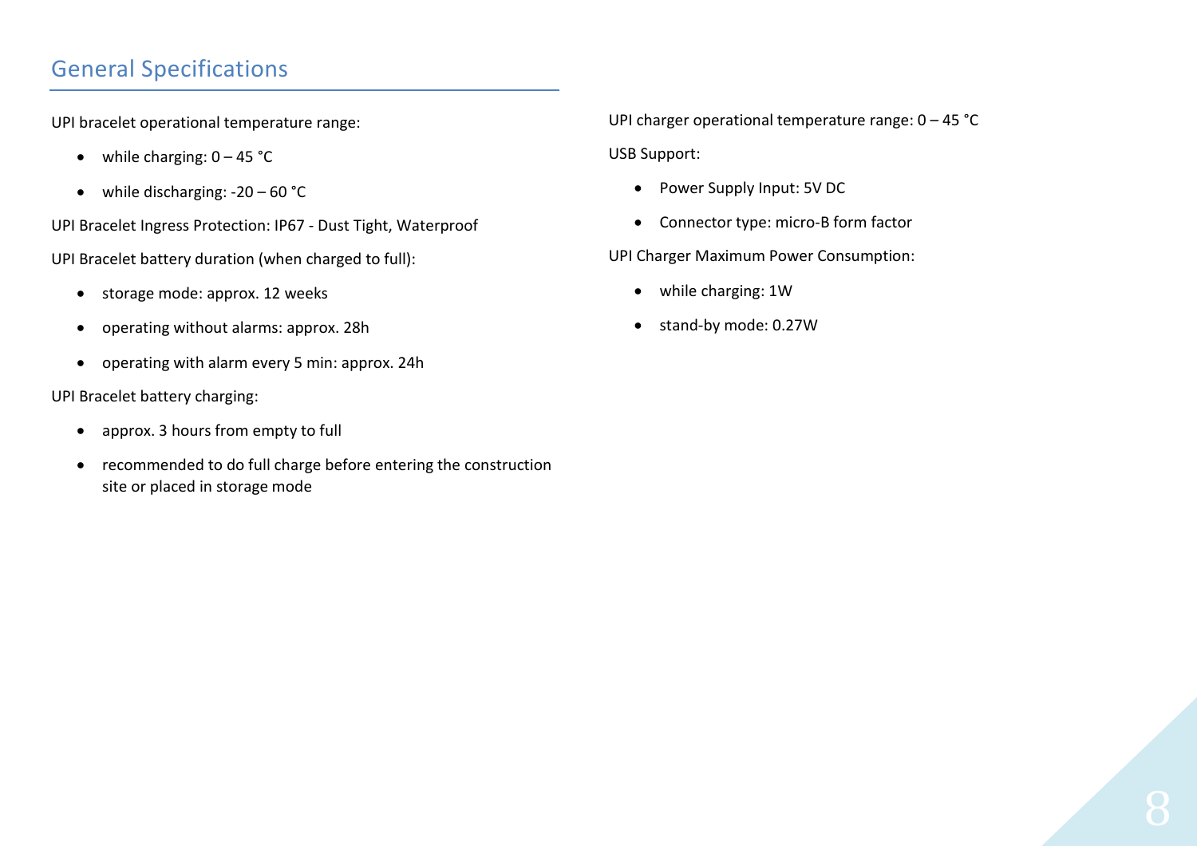## General Specifications

UPI bracelet operational temperature range:

- while charging: 0 – 45 °C
- while discharging: -20 – 60 °C

UPI Bracelet Ingress Protection: IP67 - Dust Tight, Waterproof

UPI Bracelet battery duration (when charged to full):

- storage mode: approx. 12 weeks
- operating without alarms: approx. 28h
- operating with alarm every 5 min: approx. 24h

UPI Bracelet battery charging:

- approx. 3 hours from empty to full
- recommended to do full charge before entering the construction site or placed in storage mode

UPI charger operational temperature range: 0 – 45 °C

USB Support:

- Power Supply Input: 5V DC
- Connector type: micro-B form factor

UPI Charger Maximum Power Consumption:

- while charging: 1W
- stand-by mode: 0.27W